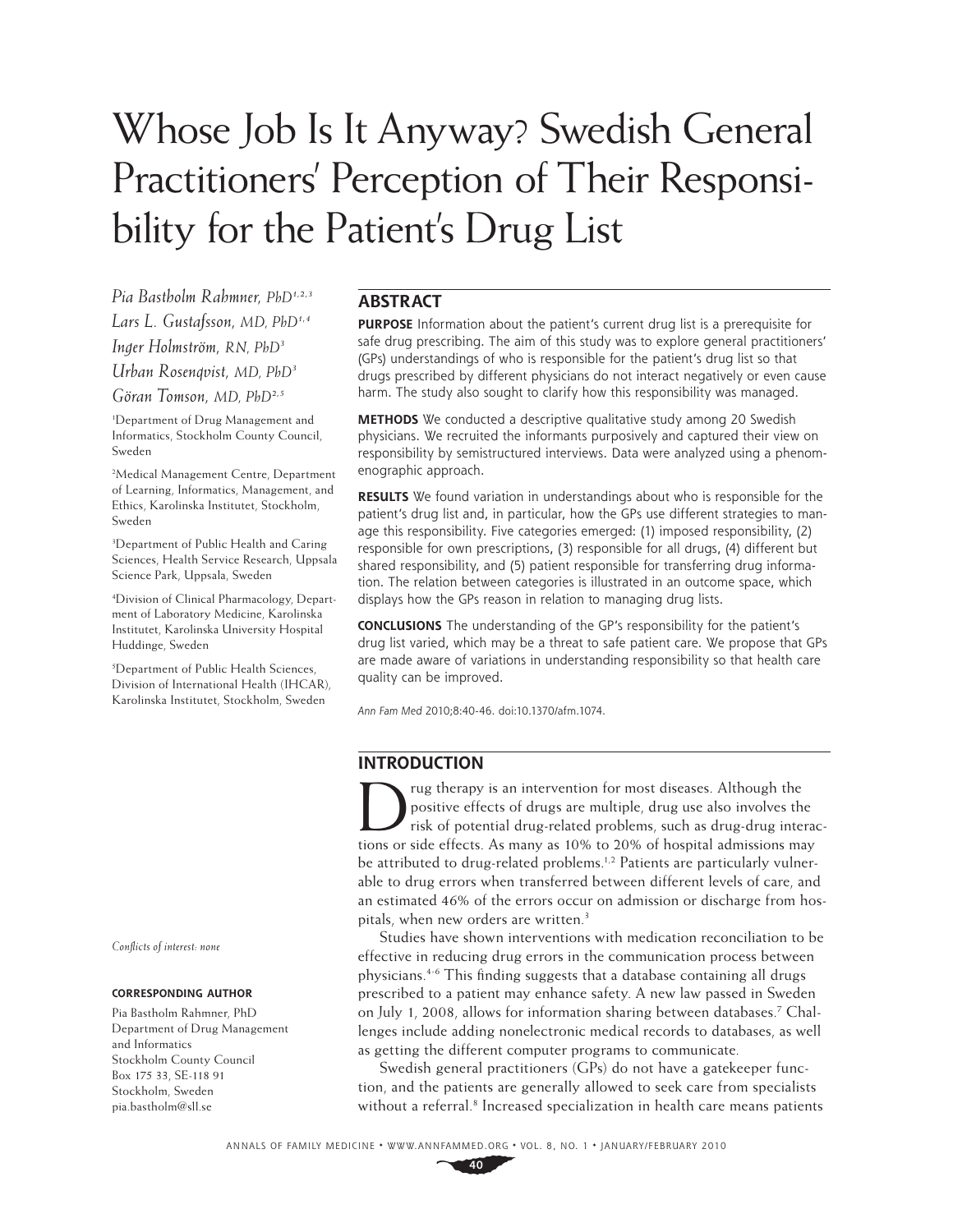# Whose Job Is It Anyway? Swedish General Practitioners' Perception of Their Responsibility for the Patient's Drug List

*Pia Bastholm Rahmner, PhD*[1,2,3]

*Lars L. Gustafsson, MD, PhD*[1,4]

*Inger Holmström, RN, PhD*[3]

*Urban Rosenqvist, MD, PhD*[3]

*Göran Tomson, MD, PhD*[2,5]

[1]Department of Drug Management and Informatics, Stockholm County Council, Sweden

[2]Medical Management Centre, Department of Learning, Informatics, Management, and Ethics, Karolinska Institutet, Stockholm, Sweden

[3]Department of Public Health and Caring Sciences, Health Service Research, Uppsala Science Park, Uppsala, Sweden

[4]Division of Clinical Pharmacology, Department of Laboratory Medicine, Karolinska Institutet, Karolinska University Hospital Huddinge, Sweden

[5]Department of Public Health Sciences, Division of International Health (IHCAR), Karolinska Institutet, Stockholm, Sweden

*Conflicts of interest: none*

**CORRESPONDING AUTHOR**

Pia Bastholm Rahmner, PhD
Department of Drug Management and Informatics
Stockholm County Council
Box 175 33, SE-118 91
Stockholm, Sweden
pia.bastholm@sll.se

## ABSTRACT

**PURPOSE** Information about the patient's current drug list is a prerequisite for safe drug prescribing. The aim of this study was to explore general practitioners' (GPs) understandings of who is responsible for the patient's drug list so that drugs prescribed by different physicians do not interact negatively or even cause harm. The study also sought to clarify how this responsibility was managed.

**METHODS** We conducted a descriptive qualitative study among 20 Swedish physicians. We recruited the informants purposively and captured their view on responsibility by semistructured interviews. Data were analyzed using a phenomenographic approach.

**RESULTS** We found variation in understandings about who is responsible for the patient's drug list and, in particular, how the GPs use different strategies to manage this responsibility. Five categories emerged: (1) imposed responsibility, (2) responsible for own prescriptions, (3) responsible for all drugs, (4) different but shared responsibility, and (5) patient responsible for transferring drug information. The relation between categories is illustrated in an outcome space, which displays how the GPs reason in relation to managing drug lists.

**CONCLUSIONS** The understanding of the GP's responsibility for the patient's drug list varied, which may be a threat to safe patient care. We propose that GPs are made aware of variations in understanding responsibility so that health care quality can be improved.

*Ann Fam Med* 2010;8:40-46. doi:10.1370/afm.1074.

## INTRODUCTION

Drug therapy is an intervention for most diseases. Although the positive effects of drugs are multiple, drug use also involves the risk of potential drug-related problems, such as drug-drug interactions or side effects. As many as 10% to 20% of hospital admissions may be attributed to drug-related problems.[1,2] Patients are particularly vulnerable to drug errors when transferred between different levels of care, and an estimated 46% of the errors occur on admission or discharge from hospitals, when new orders are written.[3]

Studies have shown interventions with medication reconciliation to be effective in reducing drug errors in the communication process between physicians.[4-6] This finding suggests that a database containing all drugs prescribed to a patient may enhance safety. A new law passed in Sweden on July 1, 2008, allows for information sharing between databases.[7] Challenges include adding nonelectronic medical records to databases, as well as getting the different computer programs to communicate.

Swedish general practitioners (GPs) do not have a gatekeeper function, and the patients are generally allowed to seek care from specialists without a referral.[8] Increased specialization in health care means patients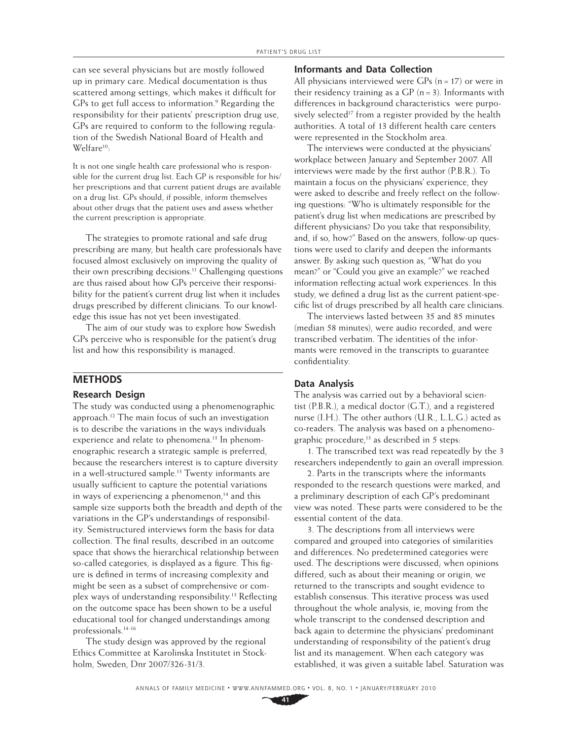can see several physicians but are mostly followed up in primary care. Medical documentation is thus scattered among settings, which makes it difficult for GPs to get full access to information.[9] Regarding the responsibility for their patients' prescription drug use, GPs are required to conform to the following regulation of the Swedish National Board of Health and Welfare[10]:

> It is not one single health care professional who is responsible for the current drug list. Each GP is responsible for his/her prescriptions and that current patient drugs are available on a drug list. GPs should, if possible, inform themselves about other drugs that the patient uses and assess whether the current prescription is appropriate.

The strategies to promote rational and safe drug prescribing are many, but health care professionals have focused almost exclusively on improving the quality of their own prescribing decisions.[11] Challenging questions are thus raised about how GPs perceive their responsibility for the patient's current drug list when it includes drugs prescribed by different clinicians. To our knowledge this issue has not yet been investigated.

The aim of our study was to explore how Swedish GPs perceive who is responsible for the patient's drug list and how this responsibility is managed.

## METHODS

### Research Design

The study was conducted using a phenomenographic approach.[12] The main focus of such an investigation is to describe the variations in the ways individuals experience and relate to phenomena.[13] In phenomenographic research a strategic sample is preferred, because the researchers interest is to capture diversity in a well-structured sample.[13] Twenty informants are usually sufficient to capture the potential variations in ways of experiencing a phenomenon,[14] and this sample size supports both the breadth and depth of the variations in the GP's understandings of responsibility. Semistructured interviews form the basis for data collection. The final results, described in an outcome space that shows the hierarchical relationship between so-called categories, is displayed as a figure. This figure is defined in terms of increasing complexity and might be seen as a subset of comprehensive or complex ways of understanding responsibility.[13] Reflecting on the outcome space has been shown to be a useful educational tool for changed understandings among professionals.[14-16]

The study design was approved by the regional Ethics Committee at Karolinska Institutet in Stockholm, Sweden, Dnr 2007/326-31/3.

### Informants and Data Collection

All physicians interviewed were GPs (n = 17) or were in their residency training as a GP (n = 3). Informants with differences in background characteristics were purposively selected[17] from a register provided by the health authorities. A total of 13 different health care centers were represented in the Stockholm area.

The interviews were conducted at the physicians' workplace between January and September 2007. All interviews were made by the first author (P.B.R.). To maintain a focus on the physicians' experience, they were asked to describe and freely reflect on the following questions: "Who is ultimately responsible for the patient's drug list when medications are prescribed by different physicians? Do you take that responsibility, and, if so, how?" Based on the answers, follow-up questions were used to clarify and deepen the informants answer. By asking such question as, "What do you mean?" or "Could you give an example?" we reached information reflecting actual work experiences. In this study, we defined a drug list as the current patient-specific list of drugs prescribed by all health care clinicians.

The interviews lasted between 35 and 85 minutes (median 58 minutes), were audio recorded, and were transcribed verbatim. The identities of the informants were removed in the transcripts to guarantee confidentiality.

### Data Analysis

The analysis was carried out by a behavioral scientist (P.B.R.), a medical doctor (G.T.), and a registered nurse (I.H.). The other authors (U.R., L.L.G.) acted as co-readers. The analysis was based on a phenomenographic procedure,[13] as described in 5 steps:

1. The transcribed text was read repeatedly by the 3 researchers independently to gain an overall impression.

2. Parts in the transcripts where the informants responded to the research questions were marked, and a preliminary description of each GP's predominant view was noted. These parts were considered to be the essential content of the data.

3. The descriptions from all interviews were compared and grouped into categories of similarities and differences. No predetermined categories were used. The descriptions were discussed; when opinions differed, such as about their meaning or origin, we returned to the transcripts and sought evidence to establish consensus. This iterative process was used throughout the whole analysis, ie, moving from the whole transcript to the condensed description and back again to determine the physicians' predominant understanding of responsibility of the patient's drug list and its management. When each category was established, it was given a suitable label. Saturation was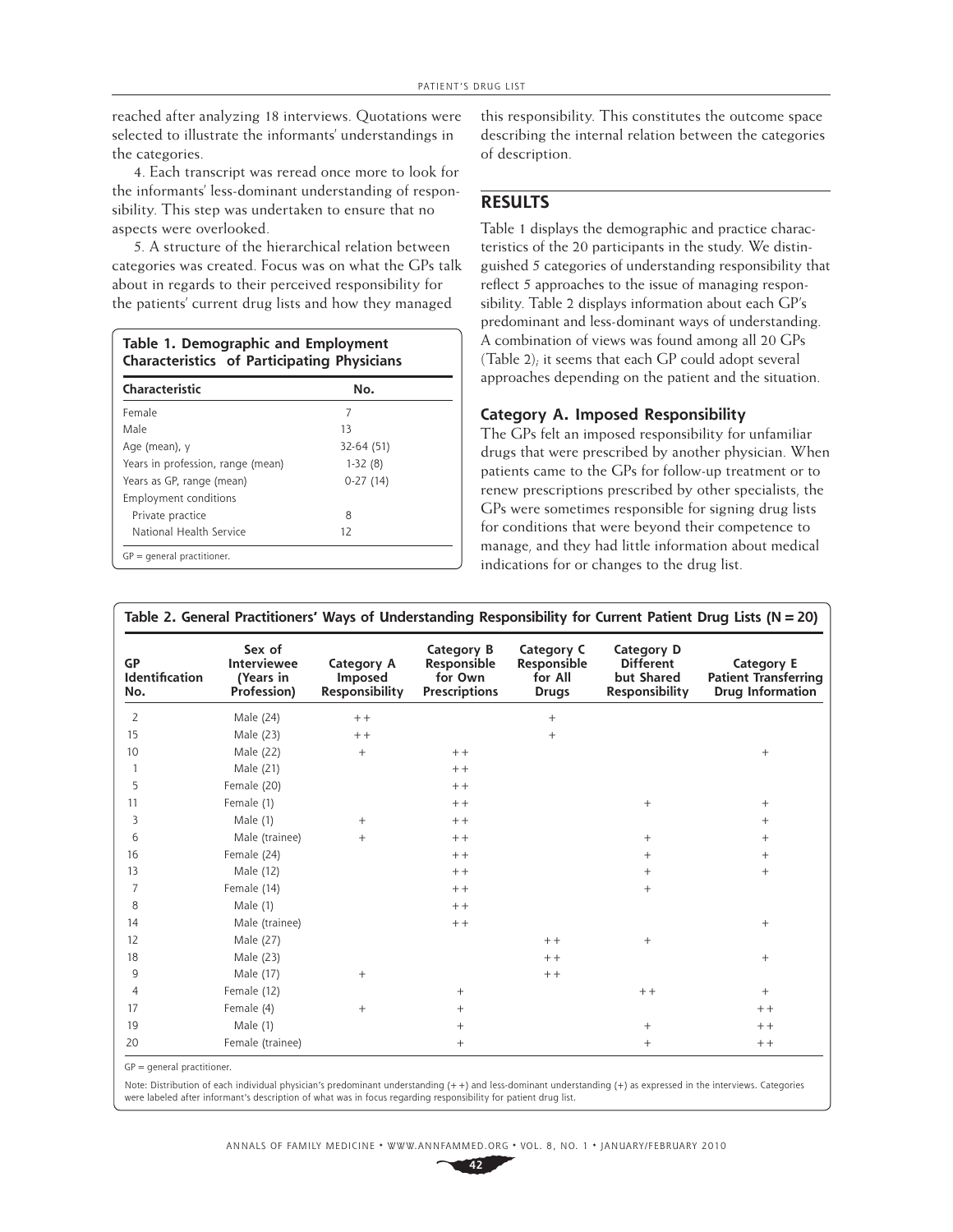reached after analyzing 18 interviews. Quotations were selected to illustrate the informants' understandings in the categories.

4. Each transcript was reread once more to look for the informants' less-dominant understanding of responsibility. This step was undertaken to ensure that no aspects were overlooked.

5. A structure of the hierarchical relation between categories was created. Focus was on what the GPs talk about in regards to their perceived responsibility for the patients' current drug lists and how they managed this responsibility. This constitutes the outcome space describing the internal relation between the categories of description.

**Table 1. Demographic and Employment Characteristics of Participating Physicians**

| Characteristic | No. |
|---|---|
| Female | 7 |
| Male | 13 |
| Age (mean), y | 32-64 (51) |
| Years in profession, range (mean) | 1-32 (8) |
| Years as GP, range (mean) | 0-27 (14) |
| Employment conditions | |
| Private practice | 8 |
| National Health Service | 12 |

GP = general practitioner.

## RESULTS

Table 1 displays the demographic and practice characteristics of the 20 participants in the study. We distinguished 5 categories of understanding responsibility that reflect 5 approaches to the issue of managing responsibility. Table 2 displays information about each GP's predominant and less-dominant ways of understanding. A combination of views was found among all 20 GPs (Table 2); it seems that each GP could adopt several approaches depending on the patient and the situation.

### Category A. Imposed Responsibility

The GPs felt an imposed responsibility for unfamiliar drugs that were prescribed by another physician. When patients came to the GPs for follow-up treatment or to renew prescriptions prescribed by other specialists, the GPs were sometimes responsible for signing drug lists for conditions that were beyond their competence to manage, and they had little information about medical indications for or changes to the drug list.

**Table 2. General Practitioners' Ways of Understanding Responsibility for Current Patient Drug Lists (N = 20)**

| GP Identification No. | Sex of Interviewee (Years in Profession) | Category A Imposed Responsibility | Category B Responsible for Own Prescriptions | Category C Responsible for All Drugs | Category D Different but Shared Responsibility | Category E Patient Transferring Drug Information |
|---|---|---|---|---|---|---|
| 2 | Male (24) | ++ | | + | | |
| 15 | Male (23) | ++ | | + | | |
| 10 | Male (22) | + | ++ | | | + |
| 1 | Male (21) | | ++ | | | |
| 5 | Female (20) | | ++ | | | |
| 11 | Female (1) | | ++ | | + | + |
| 3 | Male (1) | + | ++ | | | + |
| 6 | Male (trainee) | + | ++ | | + | + |
| 16 | Female (24) | | ++ | | + | + |
| 13 | Male (12) | | ++ | | + | + |
| 7 | Female (14) | | ++ | | + | |
| 8 | Male (1) | | ++ | | | |
| 14 | Male (trainee) | | ++ | | | + |
| 12 | Male (27) | | | ++ | + | |
| 18 | Male (23) | | | ++ | | + |
| 9 | Male (17) | + | | ++ | | |
| 4 | Female (12) | | + | | ++ | + |
| 17 | Female (4) | + | + | | | ++ |
| 19 | Male (1) | | + | | + | ++ |
| 20 | Female (trainee) | | + | | + | ++ |

GP = general practitioner.

Note: Distribution of each individual physician's predominant understanding (+ +) and less-dominant understanding (+) as expressed in the interviews. Categories were labeled after informant's description of what was in focus regarding responsibility for patient drug list.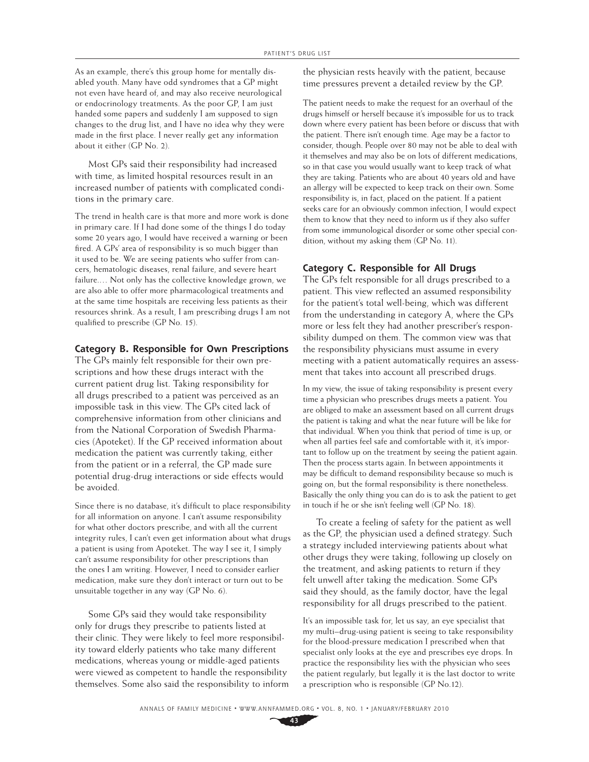As an example, there's this group home for mentally disabled youth. Many have odd syndromes that a GP might not even have heard of, and may also receive neurological or endocrinology treatments. As the poor GP, I am just handed some papers and suddenly I am supposed to sign changes to the drug list, and I have no idea why they were made in the first place. I never really get any information about it either (GP No. 2).

Most GPs said their responsibility had increased with time, as limited hospital resources result in an increased number of patients with complicated conditions in the primary care.

The trend in health care is that more and more work is done in primary care. If I had done some of the things I do today some 20 years ago, I would have received a warning or been fired. A GPs' area of responsibility is so much bigger than it used to be. We are seeing patients who suffer from cancers, hematologic diseases, renal failure, and severe heart failure.… Not only has the collective knowledge grown, we are also able to offer more pharmacological treatments and at the same time hospitals are receiving less patients as their resources shrink. As a result, I am prescribing drugs I am not qualified to prescribe (GP No. 15).

### Category B. Responsible for Own Prescriptions

The GPs mainly felt responsible for their own prescriptions and how these drugs interact with the current patient drug list. Taking responsibility for all drugs prescribed to a patient was perceived as an impossible task in this view. The GPs cited lack of comprehensive information from other clinicians and from the National Corporation of Swedish Pharmacies (Apoteket). If the GP received information about medication the patient was currently taking, either from the patient or in a referral, the GP made sure potential drug-drug interactions or side effects would be avoided.

Since there is no database, it's difficult to place responsibility for all information on anyone. I can't assume responsibility for what other doctors prescribe, and with all the current integrity rules, I can't even get information about what drugs a patient is using from Apoteket. The way I see it, I simply can't assume responsibility for other prescriptions than the ones I am writing. However, I need to consider earlier medication, make sure they don't interact or turn out to be unsuitable together in any way (GP No. 6).

Some GPs said they would take responsibility only for drugs they prescribe to patients listed at their clinic. They were likely to feel more responsibility toward elderly patients who take many different medications, whereas young or middle-aged patients were viewed as competent to handle the responsibility themselves. Some also said the responsibility to inform the physician rests heavily with the patient, because time pressures prevent a detailed review by the GP.

The patient needs to make the request for an overhaul of the drugs himself or herself because it's impossible for us to track down where every patient has been before or discuss that with the patient. There isn't enough time. Age may be a factor to consider, though. People over 80 may not be able to deal with it themselves and may also be on lots of different medications, so in that case you would usually want to keep track of what they are taking. Patients who are about 40 years old and have an allergy will be expected to keep track on their own. Some responsibility is, in fact, placed on the patient. If a patient seeks care for an obviously common infection, I would expect them to know that they need to inform us if they also suffer from some immunological disorder or some other special condition, without my asking them (GP No. 11).

### Category C. Responsible for All Drugs

The GPs felt responsible for all drugs prescribed to a patient. This view reflected an assumed responsibility for the patient's total well-being, which was different from the understanding in category A, where the GPs more or less felt they had another prescriber's responsibility dumped on them. The common view was that the responsibility physicians must assume in every meeting with a patient automatically requires an assessment that takes into account all prescribed drugs.

In my view, the issue of taking responsibility is present every time a physician who prescribes drugs meets a patient. You are obliged to make an assessment based on all current drugs the patient is taking and what the near future will be like for that individual. When you think that period of time is up, or when all parties feel safe and comfortable with it, it's important to follow up on the treatment by seeing the patient again. Then the process starts again. In between appointments it may be difficult to demand responsibility because so much is going on, but the formal responsibility is there nonetheless. Basically the only thing you can do is to ask the patient to get in touch if he or she isn't feeling well (GP No. 18).

To create a feeling of safety for the patient as well as the GP, the physician used a defined strategy. Such a strategy included interviewing patients about what other drugs they were taking, following up closely on the treatment, and asking patients to return if they felt unwell after taking the medication. Some GPs said they should, as the family doctor, have the legal responsibility for all drugs prescribed to the patient.

It's an impossible task for, let us say, an eye specialist that my multi–drug-using patient is seeing to take responsibility for the blood-pressure medication I prescribed when that specialist only looks at the eye and prescribes eye drops. In practice the responsibility lies with the physician who sees the patient regularly, but legally it is the last doctor to write a prescription who is responsible (GP No.12).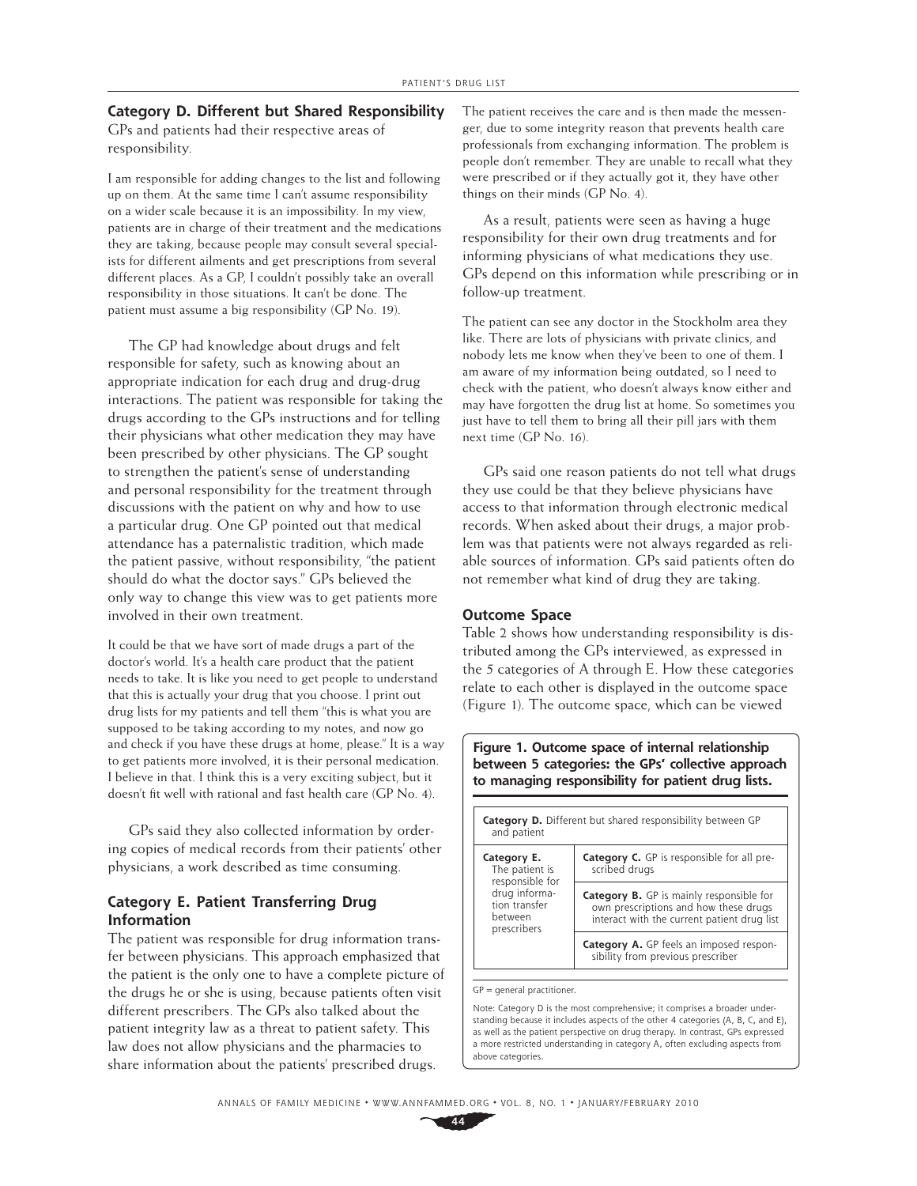### Category D. Different but Shared Responsibility

GPs and patients had their respective areas of responsibility.

> I am responsible for adding changes to the list and following up on them. At the same time I can't assume responsibility on a wider scale because it is an impossibility. In my view, patients are in charge of their treatment and the medications they are taking, because people may consult several specialists for different ailments and get prescriptions from several different places. As a GP, I couldn't possibly take an overall responsibility in those situations. It can't be done. The patient must assume a big responsibility (GP No. 19).

The GP had knowledge about drugs and felt responsible for safety, such as knowing about an appropriate indication for each drug and drug-drug interactions. The patient was responsible for taking the drugs according to the GPs instructions and for telling their physicians what other medication they may have been prescribed by other physicians. The GP sought to strengthen the patient's sense of understanding and personal responsibility for the treatment through discussions with the patient on why and how to use a particular drug. One GP pointed out that medical attendance has a paternalistic tradition, which made the patient passive, without responsibility, "the patient should do what the doctor says." GPs believed the only way to change this view was to get patients more involved in their own treatment.

> It could be that we have sort of made drugs a part of the doctor's world. It's a health care product that the patient needs to take. It is like you need to get people to understand that this is actually your drug that you choose. I print out drug lists for my patients and tell them "this is what you are supposed to be taking according to my notes, and now go and check if you have these drugs at home, please." It is a way to get patients more involved, it is their personal medication. I believe in that. I think this is a very exciting subject, but it doesn't fit well with rational and fast health care (GP No. 4).

GPs said they also collected information by ordering copies of medical records from their patients' other physicians, a work described as time consuming.

### Category E. Patient Transferring Drug Information

The patient was responsible for drug information transfer between physicians. This approach emphasized that the patient is the only one to have a complete picture of the drugs he or she is using, because patients often visit different prescribers. The GPs also talked about the patient integrity law as a threat to patient safety. This law does not allow physicians and the pharmacies to share information about the patients' prescribed drugs.

> The patient receives the care and is then made the messenger, due to some integrity reason that prevents health care professionals from exchanging information. The problem is people don't remember. They are unable to recall what they were prescribed or if they actually got it, they have other things on their minds (GP No. 4).

As a result, patients were seen as having a huge responsibility for their own drug treatments and for informing physicians of what medications they use. GPs depend on this information while prescribing or in follow-up treatment.

> The patient can see any doctor in the Stockholm area they like. There are lots of physicians with private clinics, and nobody lets me know when they've been to one of them. I am aware of my information being outdated, so I need to check with the patient, who doesn't always know either and may have forgotten the drug list at home. So sometimes you just have to tell them to bring all their pill jars with them next time (GP No. 16).

GPs said one reason patients do not tell what drugs they use could be that they believe physicians have access to that information through electronic medical records. When asked about their drugs, a major problem was that patients were not always regarded as reliable sources of information. GPs said patients often do not remember what kind of drug they are taking.

### Outcome Space

Table 2 shows how understanding responsibility is distributed among the GPs interviewed, as expressed in the 5 categories of A through E. How these categories relate to each other is displayed in the outcome space (Figure 1). The outcome space, which can be viewed

**Figure 1. Outcome space of internal relationship between 5 categories: the GPs' collective approach to managing responsibility for patient drug lists.**

| | |
|---|---|
| **Category D.** Different but shared responsibility between GP and patient | |
| **Category E.** The patient is responsible for drug information transfer between prescribers | **Category C.** GP is responsible for all prescribed drugs |
| | **Category B.** GP is mainly responsible for own prescriptions and how these drugs interact with the current patient drug list |
| | **Category A.** GP feels an imposed responsibility from previous prescriber |

GP = general practitioner.

Note: Category D is the most comprehensive; it comprises a broader understanding because it includes aspects of the other 4 categories (A, B, C, and E), as well as the patient perspective on drug therapy. In contrast, GPs expressed a more restricted understanding in category A, often excluding aspects from above categories.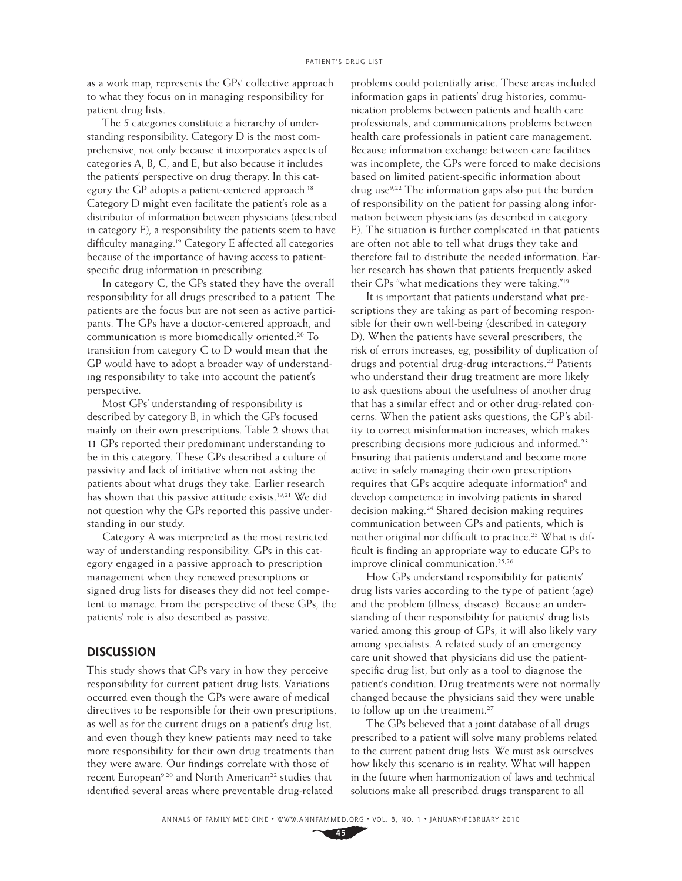as a work map, represents the GPs' collective approach to what they focus on in managing responsibility for patient drug lists.

The 5 categories constitute a hierarchy of understanding responsibility. Category D is the most comprehensive, not only because it incorporates aspects of categories A, B, C, and E, but also because it includes the patients' perspective on drug therapy. In this category the GP adopts a patient-centered approach.[18] Category D might even facilitate the patient's role as a distributor of information between physicians (described in category E), a responsibility the patients seem to have difficulty managing.[19] Category E affected all categories because of the importance of having access to patient-specific drug information in prescribing.

In category C, the GPs stated they have the overall responsibility for all drugs prescribed to a patient. The patients are the focus but are not seen as active participants. The GPs have a doctor-centered approach, and communication is more biomedically oriented.[20] To transition from category C to D would mean that the GP would have to adopt a broader way of understanding responsibility to take into account the patient's perspective.

Most GPs' understanding of responsibility is described by category B, in which the GPs focused mainly on their own prescriptions. Table 2 shows that 11 GPs reported their predominant understanding to be in this category. These GPs described a culture of passivity and lack of initiative when not asking the patients about what drugs they take. Earlier research has shown that this passive attitude exists.[19,21] We did not question why the GPs reported this passive understanding in our study.

Category A was interpreted as the most restricted way of understanding responsibility. GPs in this category engaged in a passive approach to prescription management when they renewed prescriptions or signed drug lists for diseases they did not feel competent to manage. From the perspective of these GPs, the patients' role is also described as passive.

## DISCUSSION

This study shows that GPs vary in how they perceive responsibility for current patient drug lists. Variations occurred even though the GPs were aware of medical directives to be responsible for their own prescriptions, as well as for the current drugs on a patient's drug list, and even though they knew patients may need to take more responsibility for their own drug treatments than they were aware. Our findings correlate with those of recent European[9,20] and North American[22] studies that identified several areas where preventable drug-related problems could potentially arise. These areas included information gaps in patients' drug histories, communication problems between patients and health care professionals, and communications problems between health care professionals in patient care management. Because information exchange between care facilities was incomplete, the GPs were forced to make decisions based on limited patient-specific information about drug use[9,22] The information gaps also put the burden of responsibility on the patient for passing along information between physicians (as described in category E). The situation is further complicated in that patients are often not able to tell what drugs they take and therefore fail to distribute the needed information. Earlier research has shown that patients frequently asked their GPs "what medications they were taking."[19]

It is important that patients understand what prescriptions they are taking as part of becoming responsible for their own well-being (described in category D). When the patients have several prescribers, the risk of errors increases, eg, possibility of duplication of drugs and potential drug-drug interactions.[22] Patients who understand their drug treatment are more likely to ask questions about the usefulness of another drug that has a similar effect and or other drug-related concerns. When the patient asks questions, the GP's ability to correct misinformation increases, which makes prescribing decisions more judicious and informed.[23] Ensuring that patients understand and become more active in safely managing their own prescriptions requires that GPs acquire adequate information[9] and develop competence in involving patients in shared decision making.[24] Shared decision making requires communication between GPs and patients, which is neither original nor difficult to practice.[25] What is difficult is finding an appropriate way to educate GPs to improve clinical communication.[25,26]

How GPs understand responsibility for patients' drug lists varies according to the type of patient (age) and the problem (illness, disease). Because an understanding of their responsibility for patients' drug lists varied among this group of GPs, it will also likely vary among specialists. A related study of an emergency care unit showed that physicians did use the patient-specific drug list, but only as a tool to diagnose the patient's condition. Drug treatments were not normally changed because the physicians said they were unable to follow up on the treatment.[27]

The GPs believed that a joint database of all drugs prescribed to a patient will solve many problems related to the current patient drug lists. We must ask ourselves how likely this scenario is in reality. What will happen in the future when harmonization of laws and technical solutions make all prescribed drugs transparent to all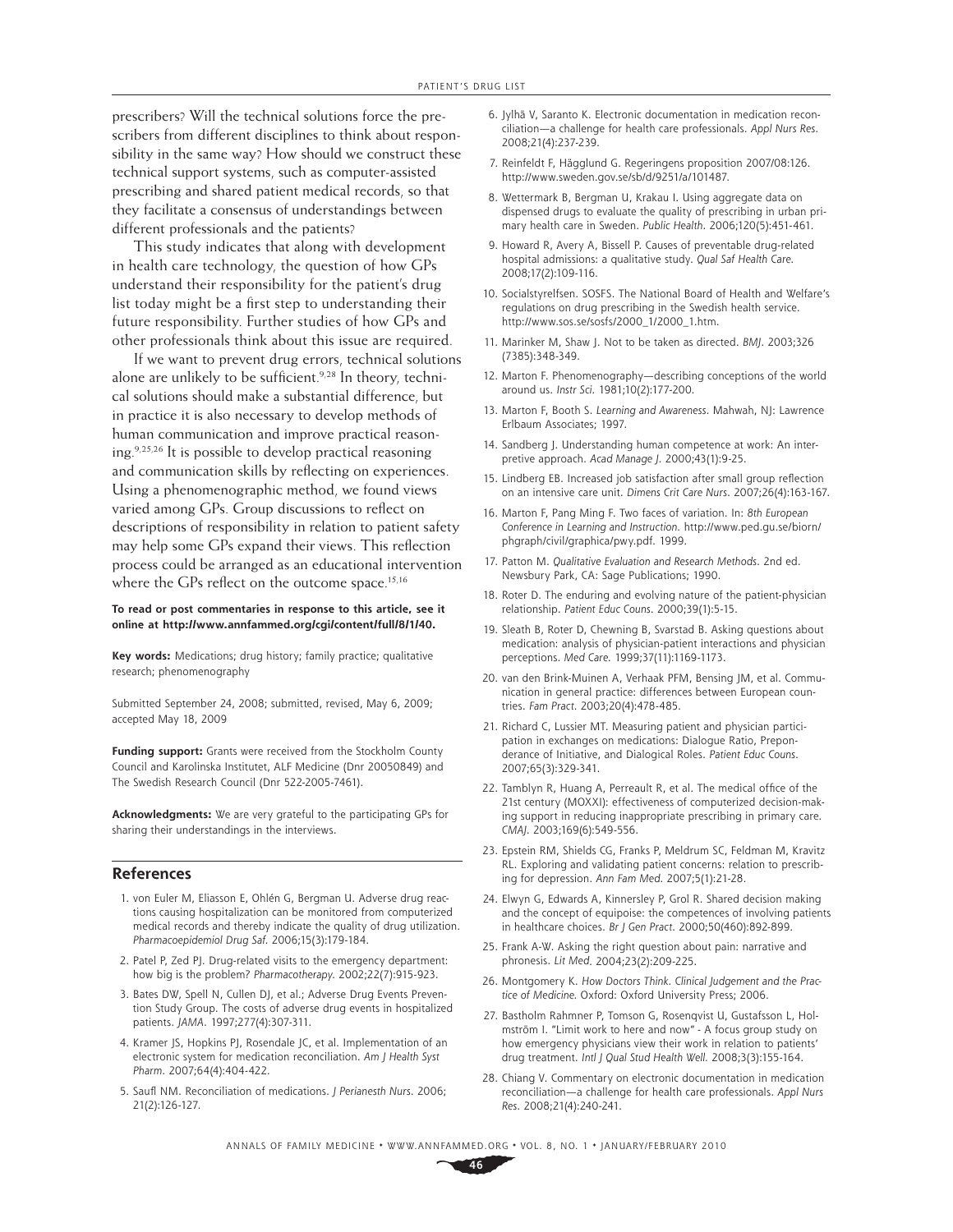prescribers? Will the technical solutions force the prescribers from different disciplines to think about responsibility in the same way? How should we construct these technical support systems, such as computer-assisted prescribing and shared patient medical records, so that they facilitate a consensus of understandings between different professionals and the patients?

This study indicates that along with development in health care technology, the question of how GPs understand their responsibility for the patient's drug list today might be a first step to understanding their future responsibility. Further studies of how GPs and other professionals think about this issue are required.

If we want to prevent drug errors, technical solutions alone are unlikely to be sufficient.[9,28] In theory, technical solutions should make a substantial difference, but in practice it is also necessary to develop methods of human communication and improve practical reasoning.[9,25,26] It is possible to develop practical reasoning and communication skills by reflecting on experiences. Using a phenomenographic method, we found views varied among GPs. Group discussions to reflect on descriptions of responsibility in relation to patient safety may help some GPs expand their views. This reflection process could be arranged as an educational intervention where the GPs reflect on the outcome space.[15,16]

**To read or post commentaries in response to this article, see it online at http://www.annfammed.org/cgi/content/full/8/1/40.**

**Key words:** Medications; drug history; family practice; qualitative research; phenomenography

Submitted September 24, 2008; submitted, revised, May 6, 2009; accepted May 18, 2009

**Funding support:** Grants were received from the Stockholm County Council and Karolinska Institutet, ALF Medicine (Dnr 20050849) and The Swedish Research Council (Dnr 522-2005-7461).

**Acknowledgments:** We are very grateful to the participating GPs for sharing their understandings in the interviews.

## References

1. von Euler M, Eliasson E, Ohlén G, Bergman U. Adverse drug reactions causing hospitalization can be monitored from computerized medical records and thereby indicate the quality of drug utilization. *Pharmacoepidemiol Drug Saf.* 2006;15(3):179-184.
2. Patel P, Zed PJ. Drug-related visits to the emergency department: how big is the problem? *Pharmacotherapy.* 2002;22(7):915-923.
3. Bates DW, Spell N, Cullen DJ, et al.; Adverse Drug Events Prevention Study Group. The costs of adverse drug events in hospitalized patients. *JAMA.* 1997;277(4):307-311.
4. Kramer JS, Hopkins PJ, Rosendale JC, et al. Implementation of an electronic system for medication reconciliation. *Am J Health Syst Pharm.* 2007;64(4):404-422.
5. Saufl NM. Reconciliation of medications. *J Perianesth Nurs.* 2006; 21(2):126-127.
6. Jylhä V, Saranto K. Electronic documentation in medication reconciliation—a challenge for health care professionals. *Appl Nurs Res.* 2008;21(4):237-239.
7. Reinfeldt F, Hägglund G. Regeringens proposition 2007/08:126. http://www.sweden.gov.se/sb/d/9251/a/101487.
8. Wettermark B, Bergman U, Krakau I. Using aggregate data on dispensed drugs to evaluate the quality of prescribing in urban primary health care in Sweden. *Public Health.* 2006;120(5):451-461.
9. Howard R, Avery A, Bissell P. Causes of preventable drug-related hospital admissions: a qualitative study. *Qual Saf Health Care.* 2008;17(2):109-116.
10. Socialstyrelfsen. SOSFS. The National Board of Health and Welfare's regulations on drug prescribing in the Swedish health service. http://www.sos.se/sosfs/2000_1/2000_1.htm.
11. Marinker M, Shaw J. Not to be taken as directed. *BMJ.* 2003;326 (7385):348-349.
12. Marton F. Phenomenography—describing conceptions of the world around us. *Instr Sci.* 1981;10(2):177-200.
13. Marton F, Booth S. *Learning and Awareness.* Mahwah, NJ: Lawrence Erlbaum Associates; 1997.
14. Sandberg J. Understanding human competence at work: An interpretive approach. *Acad Manage J.* 2000;43(1):9-25.
15. Lindberg EB. Increased job satisfaction after small group reflection on an intensive care unit. *Dimens Crit Care Nurs.* 2007;26(4):163-167.
16. Marton F, Pang Ming F. Two faces of variation. In: *8th European Conference in Learning and Instruction.* http://www.ped.gu.se/biorn/phgraph/civil/graphica/pwy.pdf. 1999.
17. Patton M. *Qualitative Evaluation and Research Methods.* 2nd ed. Newsbury Park, CA: Sage Publications; 1990.
18. Roter D. The enduring and evolving nature of the patient-physician relationship. *Patient Educ Couns.* 2000;39(1):5-15.
19. Sleath B, Roter D, Chewning B, Svarstad B. Asking questions about medication: analysis of physician-patient interactions and physician perceptions. *Med Care.* 1999;37(11):1169-1173.
20. van den Brink-Muinen A, Verhaak PFM, Bensing JM, et al. Communication in general practice: differences between European countries. *Fam Pract.* 2003;20(4):478-485.
21. Richard C, Lussier MT. Measuring patient and physician participation in exchanges on medications: Dialogue Ratio, Preponderance of Initiative, and Dialogical Roles. *Patient Educ Couns.* 2007;65(3):329-341.
22. Tamblyn R, Huang A, Perreault R, et al. The medical office of the 21st century (MOXXI): effectiveness of computerized decision-making support in reducing inappropriate prescribing in primary care. *CMAJ.* 2003;169(6):549-556.
23. Epstein RM, Shields CG, Franks P, Meldrum SC, Feldman M, Kravitz RL. Exploring and validating patient concerns: relation to prescribing for depression. *Ann Fam Med.* 2007;5(1):21-28.
24. Elwyn G, Edwards A, Kinnersley P, Grol R. Shared decision making and the concept of equipoise: the competences of involving patients in healthcare choices. *Br J Gen Pract.* 2000;50(460):892-899.
25. Frank A-W. Asking the right question about pain: narrative and phronesis. *Lit Med.* 2004;23(2):209-225.
26. Montgomery K. *How Doctors Think. Clinical Judgement and the Practice of Medicine.* Oxford: Oxford University Press; 2006.
27. Bastholm Rahmner P, Tomson G, Rosenqvist U, Gustafsson L, Holmström I. "Limit work to here and now" - A focus group study on how emergency physicians view their work in relation to patients' drug treatment. *Intl J Qual Stud Health Well.* 2008;3(3):155-164.
28. Chiang V. Commentary on electronic documentation in medication reconciliation—a challenge for health care professionals. *Appl Nurs Res.* 2008;21(4):240-241.